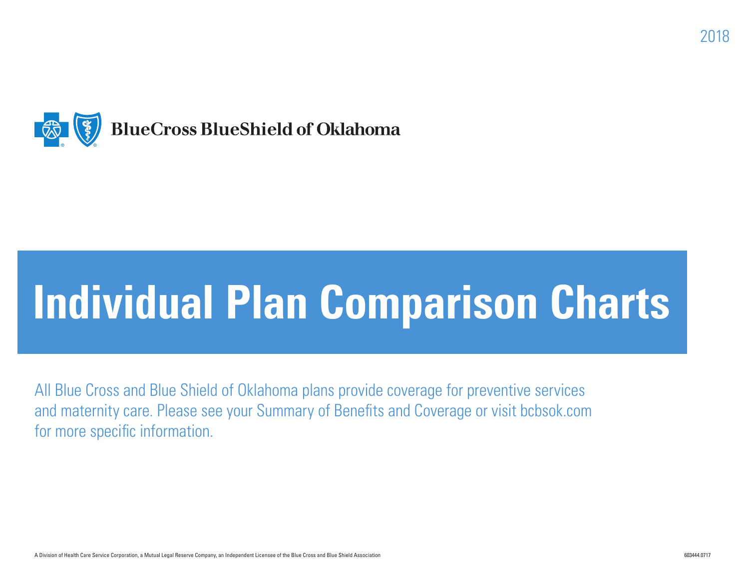2018

BlueCross BlueShield of Oklahoma

# Individual Plan Comparison Charts

All Blue Cross and Blue Shield of Oklahoma plans provide coverage for preventive services and maternity care. Please see your Summary of Benefits and Coverage or visit bcbsok.com for more specific information.

A Division of Health Care Service Corporation, a Mutual Legal Reserve Company, an Independent Licensee of the Blue Cross and Blue Shield Association

603444.0717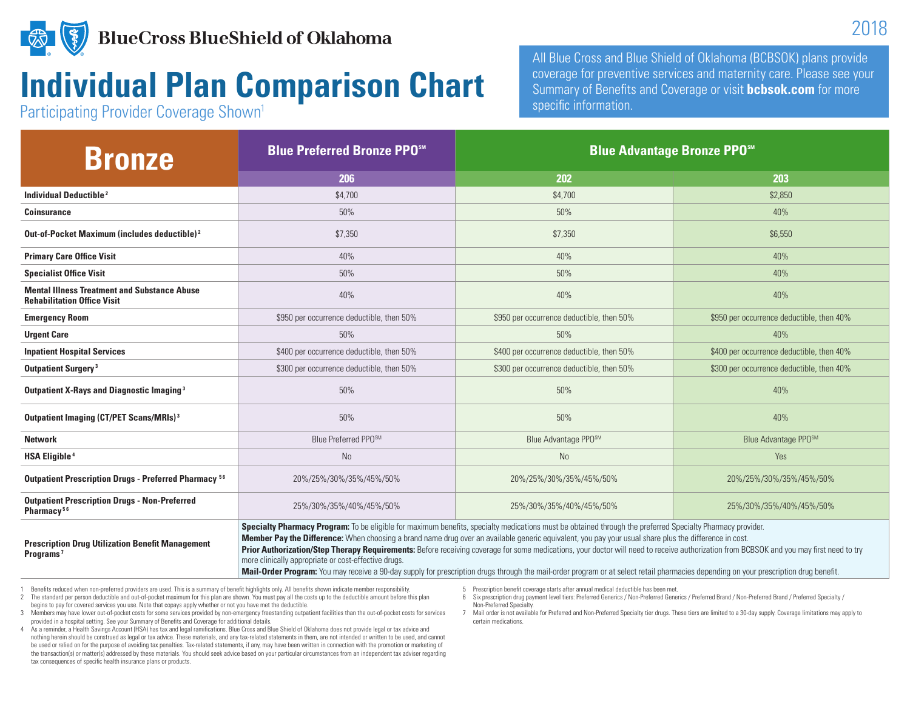BlueCross BlueShield of Oklahoma

2018

# Individual Plan Comparison Chart

Participating Provider Coverage Shown[1]

All Blue Cross and Blue Shield of Oklahoma (BCBSOK) plans provide coverage for preventive services and maternity care. Please see your Summary of Benefits and Coverage or visit **bcbsok.com** for more specific information.

| Bronze | Blue Preferred Bronze PPO℠ | Blue Advantage Bronze PPO℠ | |
|---|---|---|---|
| | **206** | **202** | **203** |
| **Individual Deductible[2]** | $4,700 | $4,700 | $2,850 |
| **Coinsurance** | 50% | 50% | 40% |
| **Out-of-Pocket Maximum (includes deductible)[2]** | $7,350 | $7,350 | $6,550 |
| **Primary Care Office Visit** | 40% | 40% | 40% |
| **Specialist Office Visit** | 50% | 50% | 40% |
| **Mental Illness Treatment and Substance Abuse Rehabilitation Office Visit** | 40% | 40% | 40% |
| **Emergency Room** | $950 per occurrence deductible, then 50% | $950 per occurrence deductible, then 50% | $950 per occurrence deductible, then 40% |
| **Urgent Care** | 50% | 50% | 40% |
| **Inpatient Hospital Services** | $400 per occurrence deductible, then 50% | $400 per occurrence deductible, then 50% | $400 per occurrence deductible, then 40% |
| **Outpatient Surgery[3]** | $300 per occurrence deductible, then 50% | $300 per occurrence deductible, then 50% | $300 per occurrence deductible, then 40% |
| **Outpatient X-Rays and Diagnostic Imaging[3]** | 50% | 50% | 40% |
| **Outpatient Imaging (CT/PET Scans/MRIs)[3]** | 50% | 50% | 40% |
| **Network** | Blue Preferred PPO℠ | Blue Advantage PPO℠ | Blue Advantage PPO℠ |
| **HSA Eligible[4]** | No | No | Yes |
| **Outpatient Prescription Drugs - Preferred Pharmacy[5,6]** | 20%/25%/30%/35%/45%/50% | 20%/25%/30%/35%/45%/50% | 20%/25%/30%/35%/45%/50% |
| **Outpatient Prescription Drugs - Non-Preferred Pharmacy[5,6]** | 25%/30%/35%/40%/45%/50% | 25%/30%/35%/40%/45%/50% | 25%/30%/35%/40%/45%/50% |
| **Prescription Drug Utilization Benefit Management Programs[7]** | **Specialty Pharmacy Program:** To be eligible for maximum benefits, specialty medications must be obtained through the preferred Specialty Pharmacy provider. **Member Pay the Difference:** When choosing a brand name drug over an available generic equivalent, you pay your usual share plus the difference in cost. **Prior Authorization/Step Therapy Requirements:** Before receiving coverage for some medications, your doctor will need to receive authorization from BCBSOK and you may first need to try more clinically appropriate or cost-effective drugs. **Mail-Order Program:** You may receive a 90-day supply for prescription drugs through the mail-order program or at select retail pharmacies depending on your prescription drug benefit. | | |

1 Benefits reduced when non-preferred providers are used. This is a summary of benefit highlights only. All benefits shown indicate member responsibility.

2 The standard per person deductible and out-of-pocket maximum for this plan are shown. You must pay all the costs up to the deductible amount before this plan begins to pay for covered services you use. Note that copays apply whether or not you have met the deductible.

3 Members may have lower out-of-pocket costs for some services provided by non-emergency freestanding outpatient facilities than the out-of-pocket costs for services provided in a hospital setting. See your Summary of Benefits and Coverage for additional details.

4 As a reminder, a Health Savings Account (HSA) has tax and legal ramifications. Blue Cross and Blue Shield of Oklahoma does not provide legal or tax advice and nothing herein should be construed as legal or tax advice. These materials, and any tax-related statements in them, are not intended or written to be used, and cannot be used or relied on for the purpose of avoiding tax penalties. Tax-related statements, if any, may have been written in connection with the promotion or marketing of the transaction(s) or matter(s) addressed by these materials. You should seek advice based on your particular circumstances from an independent tax adviser regarding tax consequences of specific health insurance plans or products.

5 Prescription benefit coverage starts after annual medical deductible has been met.

6 Six prescription drug payment level tiers: Preferred Generics / Non-Preferred Generics / Preferred Brand / Non-Preferred Brand / Preferred Specialty / Non-Preferred Specialty.

7 Mail order is not available for Preferred and Non-Preferred Specialty tier drugs. These tiers are limited to a 30-day supply. Coverage limitations may apply to certain medications.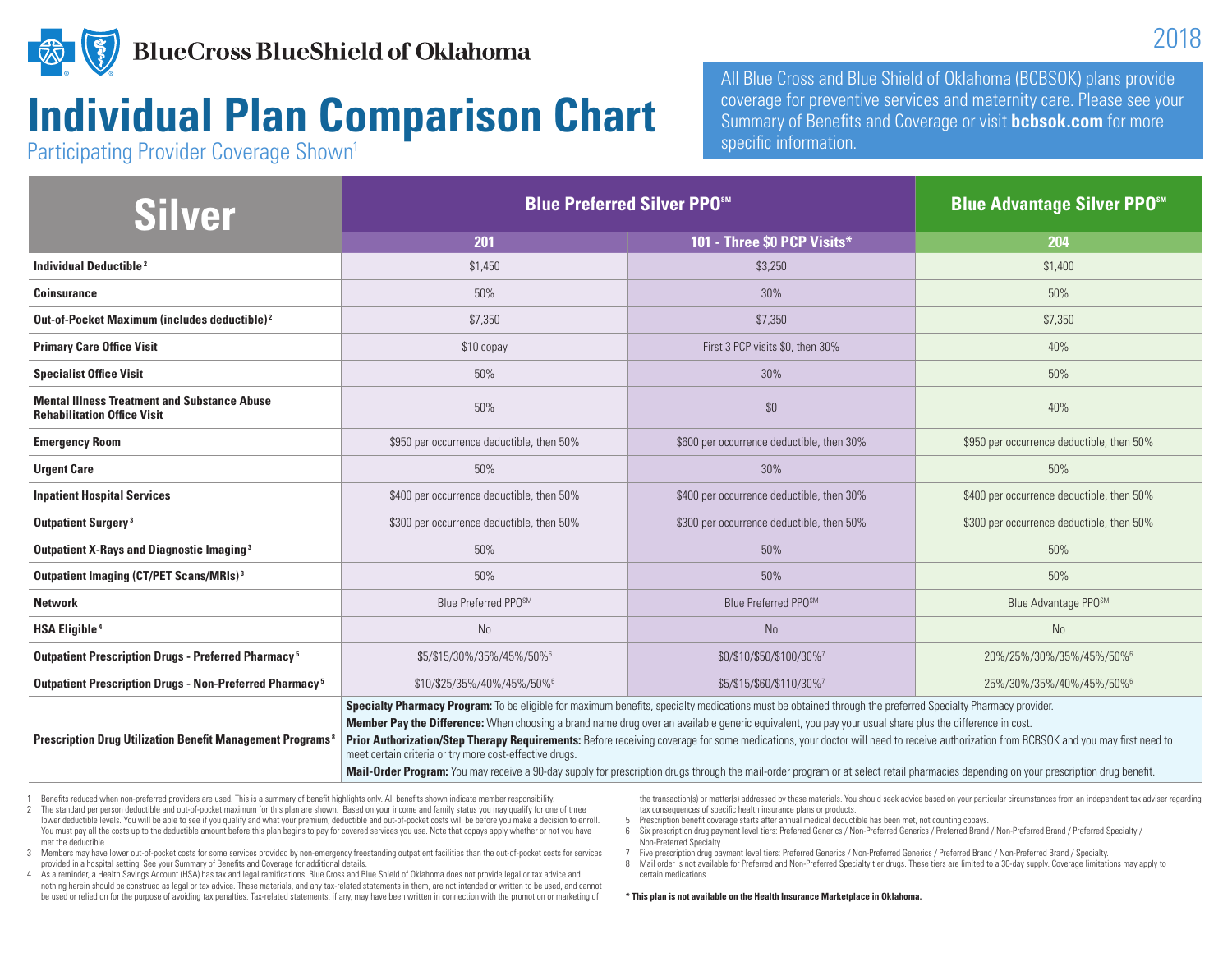BlueCross BlueShield of Oklahoma

2018

# Individual Plan Comparison Chart

Participating Provider Coverage Shown[1]

All Blue Cross and Blue Shield of Oklahoma (BCBSOK) plans provide coverage for preventive services and maternity care. Please see your Summary of Benefits and Coverage or visit **bcbsok.com** for more specific information.

| Silver | Blue Preferred Silver PPO℠ | | Blue Advantage Silver PPO℠ |
|---|---|---|---|
| | 201 | 101 - Three $0 PCP Visits* | 204 |
| **Individual Deductible**[2] | $1,450 | $3,250 | $1,400 |
| **Coinsurance** | 50% | 30% | 50% |
| **Out-of-Pocket Maximum (includes deductible)**[2] | $7,350 | $7,350 | $7,350 |
| **Primary Care Office Visit** | $10 copay | First 3 PCP visits $0, then 30% | 40% |
| **Specialist Office Visit** | 50% | 30% | 50% |
| **Mental Illness Treatment and Substance Abuse Rehabilitation Office Visit** | 50% | $0 | 40% |
| **Emergency Room** | $950 per occurrence deductible, then 50% | $600 per occurrence deductible, then 30% | $950 per occurrence deductible, then 50% |
| **Urgent Care** | 50% | 30% | 50% |
| **Inpatient Hospital Services** | $400 per occurrence deductible, then 50% | $400 per occurrence deductible, then 30% | $400 per occurrence deductible, then 50% |
| **Outpatient Surgery**[3] | $300 per occurrence deductible, then 50% | $300 per occurrence deductible, then 50% | $300 per occurrence deductible, then 50% |
| **Outpatient X-Rays and Diagnostic Imaging**[3] | 50% | 50% | 50% |
| **Outpatient Imaging (CT/PET Scans/MRIs)**[3] | 50% | 50% | 50% |
| **Network** | Blue Preferred PPO℠ | Blue Preferred PPO℠ | Blue Advantage PPO℠ |
| **HSA Eligible**[4] | No | No | No |
| **Outpatient Prescription Drugs - Preferred Pharmacy**[5] | $5/$15/30%/35%/45%/50%[6] | $0/$10/$50/$100/30%[7] | 20%/25%/30%/35%/45%/50%[6] |
| **Outpatient Prescription Drugs - Non-Preferred Pharmacy**[5] | $10/$25/35%/40%/45%/50%[6] | $5/$15/$60/$110/30%[7] | 25%/30%/35%/40%/45%/50%[6] |
| **Prescription Drug Utilization Benefit Management Programs**[8] | **Specialty Pharmacy Program:** To be eligible for maximum benefits, specialty medications must be obtained through the preferred Specialty Pharmacy provider. **Member Pay the Difference:** When choosing a brand name drug over an available generic equivalent, you pay your usual share plus the difference in cost. **Prior Authorization/Step Therapy Requirements:** Before receiving coverage for some medications, your doctor will need to receive authorization from BCBSOK and you may first need to meet certain criteria or try more cost-effective drugs. **Mail-Order Program:** You may receive a 90-day supply for prescription drugs through the mail-order program or at select retail pharmacies depending on your prescription drug benefit. | | |

1 Benefits reduced when non-preferred providers are used. This is a summary of benefit highlights only. All benefits shown indicate member responsibility.

2 The standard per person deductible and out-of-pocket maximum for this plan are shown. Based on your income and family status you may qualify for one of three lower deductible levels. You will be able to see if you qualify and what your premium, deductible and out-of-pocket costs will be before you make a decision to enroll. You must pay all the costs up to the deductible amount before this plan begins to pay for covered services you use. Note that copays apply whether or not you have met the deductible.

3 Members may have lower out-of-pocket costs for some services provided by non-emergency freestanding outpatient facilities than the out-of-pocket costs for services provided in a hospital setting. See your Summary of Benefits and Coverage for additional details.

4 As a reminder, a Health Savings Account (HSA) has tax and legal ramifications. Blue Cross and Blue Shield of Oklahoma does not provide legal or tax advice and nothing herein should be construed as legal or tax advice. These materials, and any tax-related statements in them, are not intended or written to be used, and cannot be used or relied on for the purpose of avoiding tax penalties. Tax-related statements, if any, may have been written in connection with the promotion or marketing of the transaction(s) or matter(s) addressed by these materials. You should seek advice based on your particular circumstances from an independent tax adviser regarding tax consequences of specific health insurance plans or products.

5 Prescription benefit coverage starts after annual medical deductible has been met, not counting copays.

6 Six prescription drug payment level tiers: Preferred Generics / Non-Preferred Generics / Preferred Brand / Non-Preferred Brand / Preferred Specialty / Non-Preferred Specialty.

7 Five prescription drug payment level tiers: Preferred Generics / Non-Preferred Generics / Preferred Brand / Non-Preferred Brand / Specialty.

8 Mail order is not available for Preferred and Non-Preferred Specialty tier drugs. These tiers are limited to a 30-day supply. Coverage limitations may apply to certain medications.

**\* This plan is not available on the Health Insurance Marketplace in Oklahoma.**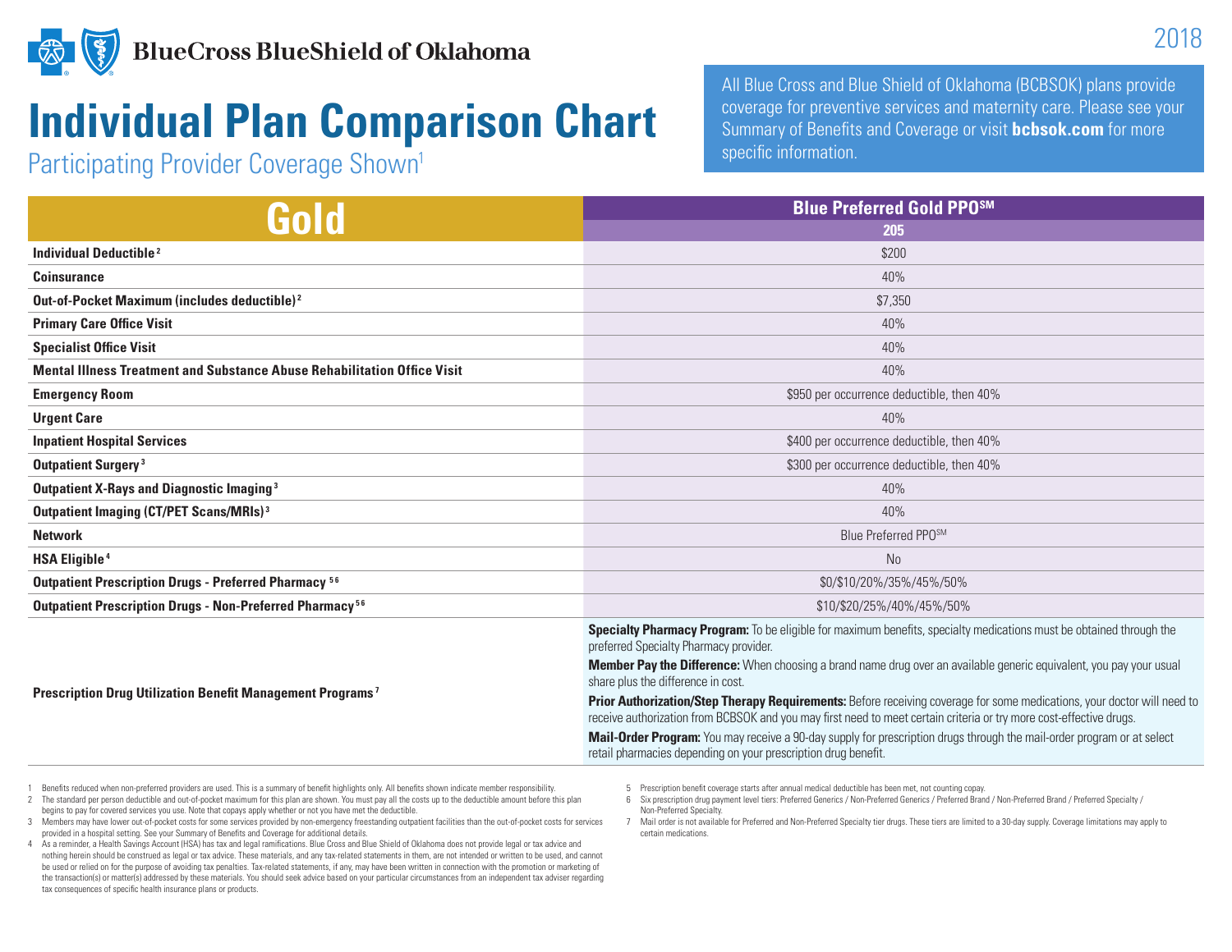BlueCross BlueShield of Oklahoma

2018

# Individual Plan Comparison Chart

Participating Provider Coverage Shown[1]

All Blue Cross and Blue Shield of Oklahoma (BCBSOK) plans provide coverage for preventive services and maternity care. Please see your Summary of Benefits and Coverage or visit **bcbsok.com** for more specific information.

| Gold | Blue Preferred Gold PPO℠ 205 |
|---|---|
| **Individual Deductible**[2] | $200 |
| **Coinsurance** | 40% |
| **Out-of-Pocket Maximum (includes deductible)**[2] | $7,350 |
| **Primary Care Office Visit** | 40% |
| **Specialist Office Visit** | 40% |
| **Mental Illness Treatment and Substance Abuse Rehabilitation Office Visit** | 40% |
| **Emergency Room** | $950 per occurrence deductible, then 40% |
| **Urgent Care** | 40% |
| **Inpatient Hospital Services** | $400 per occurrence deductible, then 40% |
| **Outpatient Surgery**[3] | $300 per occurrence deductible, then 40% |
| **Outpatient X-Rays and Diagnostic Imaging**[3] | 40% |
| **Outpatient Imaging (CT/PET Scans/MRIs)**[3] | 40% |
| **Network** | Blue Preferred PPO℠ |
| **HSA Eligible**[4] | No |
| **Outpatient Prescription Drugs - Preferred Pharmacy**[5,6] | $0/$10/20%/35%/45%/50% |
| **Outpatient Prescription Drugs - Non-Preferred Pharmacy**[5,6] | $10/$20/25%/40%/45%/50% |
| **Prescription Drug Utilization Benefit Management Programs**[7] | **Specialty Pharmacy Program:** To be eligible for maximum benefits, specialty medications must be obtained through the preferred Specialty Pharmacy provider. **Member Pay the Difference:** When choosing a brand name drug over an available generic equivalent, you pay your usual share plus the difference in cost. **Prior Authorization/Step Therapy Requirements:** Before receiving coverage for some medications, your doctor will need to receive authorization from BCBSOK and you may first need to meet certain criteria or try more cost-effective drugs. **Mail-Order Program:** You may receive a 90-day supply for prescription drugs through the mail-order program or at select retail pharmacies depending on your prescription drug benefit. |

1 Benefits reduced when non-preferred providers are used. This is a summary of benefit highlights only. All benefits shown indicate member responsibility.

2 The standard per person deductible and out-of-pocket maximum for this plan are shown. You must pay all the costs up to the deductible amount before this plan begins to pay for covered services you use. Note that copays apply whether or not you have met the deductible.

3 Members may have lower out-of-pocket costs for some services provided by non-emergency freestanding outpatient facilities than the out-of-pocket costs for services provided in a hospital setting. See your Summary of Benefits and Coverage for additional details.

4 As a reminder, a Health Savings Account (HSA) has tax and legal ramifications. Blue Cross and Blue Shield of Oklahoma does not provide legal or tax advice and nothing herein should be construed as legal or tax advice. These materials, and any tax-related statements in them, are not intended or written to be used, and cannot be used or relied on for the purpose of avoiding tax penalties. Tax-related statements, if any, may have been written in connection with the promotion or marketing of the transaction(s) or matter(s) addressed by these materials. You should seek advice based on your particular circumstances from an independent tax adviser regarding tax consequences of specific health insurance plans or products.

5 Prescription benefit coverage starts after annual medical deductible has been met, not counting copay.

6 Six prescription drug payment level tiers: Preferred Generics / Non-Preferred Generics / Preferred Brand / Non-Preferred Brand / Preferred Specialty / Non-Preferred Specialty.

7 Mail order is not available for Preferred and Non-Preferred Specialty tier drugs. These tiers are limited to a 30-day supply. Coverage limitations may apply to certain medications.